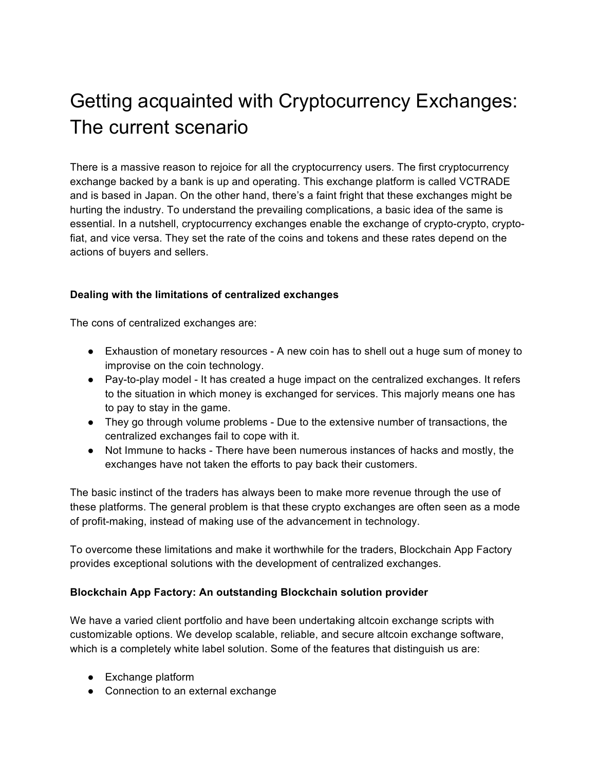# Getting acquainted with Cryptocurrency Exchanges: The current scenario

There is a massive reason to rejoice for all the cryptocurrency users. The first cryptocurrency exchange backed by a bank is up and operating. This exchange platform is called VCTRADE and is based in Japan. On the other hand, there's a faint fright that these exchanges might be hurting the industry. To understand the prevailing complications, a basic idea of the same is essential. In a nutshell, cryptocurrency exchanges enable the exchange of crypto-crypto, crypto-fiat, and vice versa. They set the rate of the coins and tokens and these rates depend on the actions of buyers and sellers.

### Dealing with the limitations of centralized exchanges

The cons of centralized exchanges are:

- Exhaustion of monetary resources - A new coin has to shell out a huge sum of money to improvise on the coin technology.
- Pay-to-play model - It has created a huge impact on the centralized exchanges. It refers to the situation in which money is exchanged for services. This majorly means one has to pay to stay in the game.
- They go through volume problems - Due to the extensive number of transactions, the centralized exchanges fail to cope with it.
- Not Immune to hacks - There have been numerous instances of hacks and mostly, the exchanges have not taken the efforts to pay back their customers.

The basic instinct of the traders has always been to make more revenue through the use of these platforms. The general problem is that these crypto exchanges are often seen as a mode of profit-making, instead of making use of the advancement in technology.

To overcome these limitations and make it worthwhile for the traders, Blockchain App Factory provides exceptional solutions with the development of centralized exchanges.

### Blockchain App Factory: An outstanding Blockchain solution provider

We have a varied client portfolio and have been undertaking altcoin exchange scripts with customizable options. We develop scalable, reliable, and secure altcoin exchange software, which is a completely white label solution. Some of the features that distinguish us are:

- Exchange platform
- Connection to an external exchange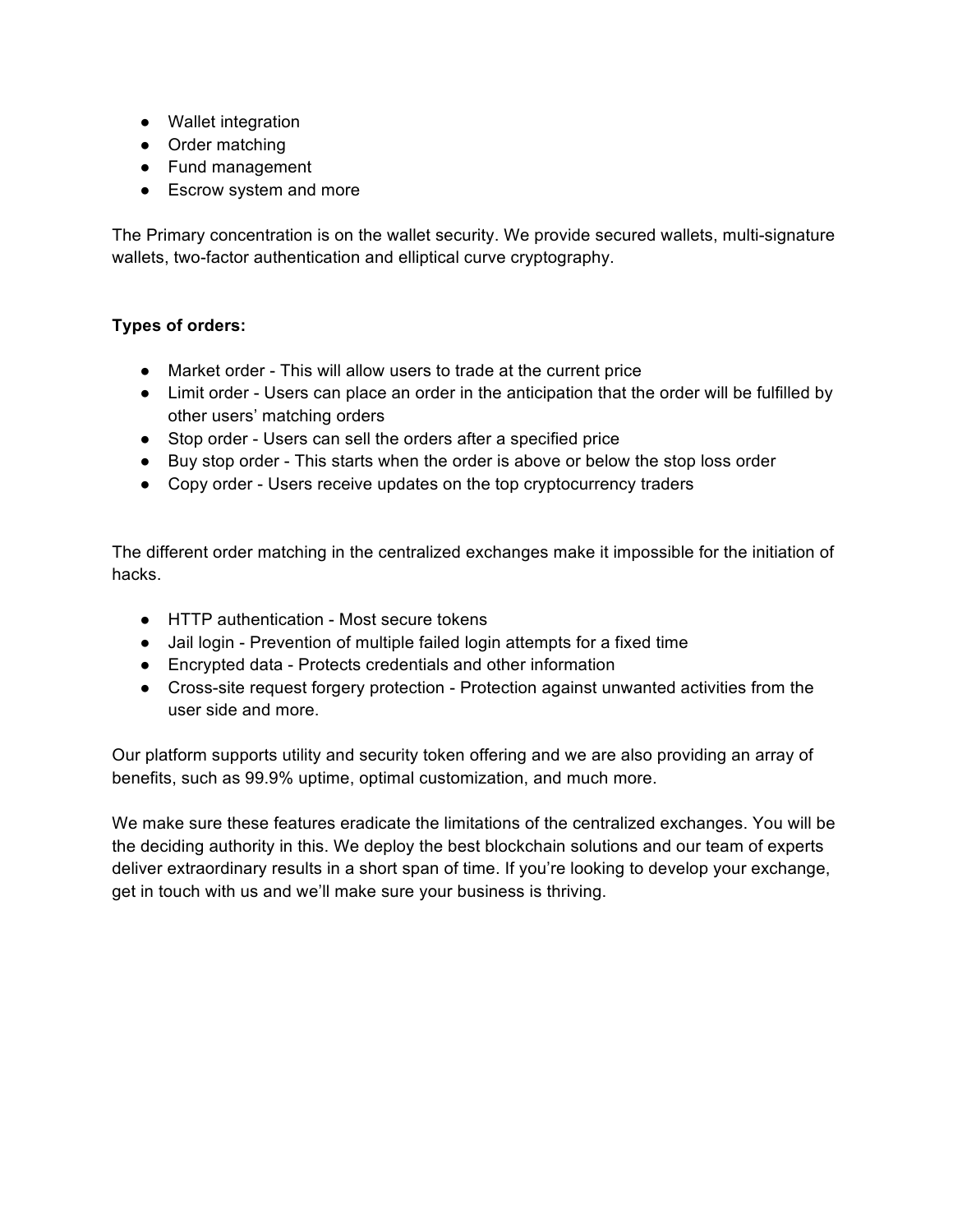- Wallet integration
- Order matching
- Fund management
- Escrow system and more

The Primary concentration is on the wallet security. We provide secured wallets, multi-signature wallets, two-factor authentication and elliptical curve cryptography.

**Types of orders:**

- Market order - This will allow users to trade at the current price
- Limit order - Users can place an order in the anticipation that the order will be fulfilled by other users' matching orders
- Stop order - Users can sell the orders after a specified price
- Buy stop order - This starts when the order is above or below the stop loss order
- Copy order - Users receive updates on the top cryptocurrency traders

The different order matching in the centralized exchanges make it impossible for the initiation of hacks.

- HTTP authentication - Most secure tokens
- Jail login - Prevention of multiple failed login attempts for a fixed time
- Encrypted data - Protects credentials and other information
- Cross-site request forgery protection - Protection against unwanted activities from the user side and more.

Our platform supports utility and security token offering and we are also providing an array of benefits, such as 99.9% uptime, optimal customization, and much more.

We make sure these features eradicate the limitations of the centralized exchanges. You will be the deciding authority in this. We deploy the best blockchain solutions and our team of experts deliver extraordinary results in a short span of time. If you're looking to develop your exchange, get in touch with us and we'll make sure your business is thriving.